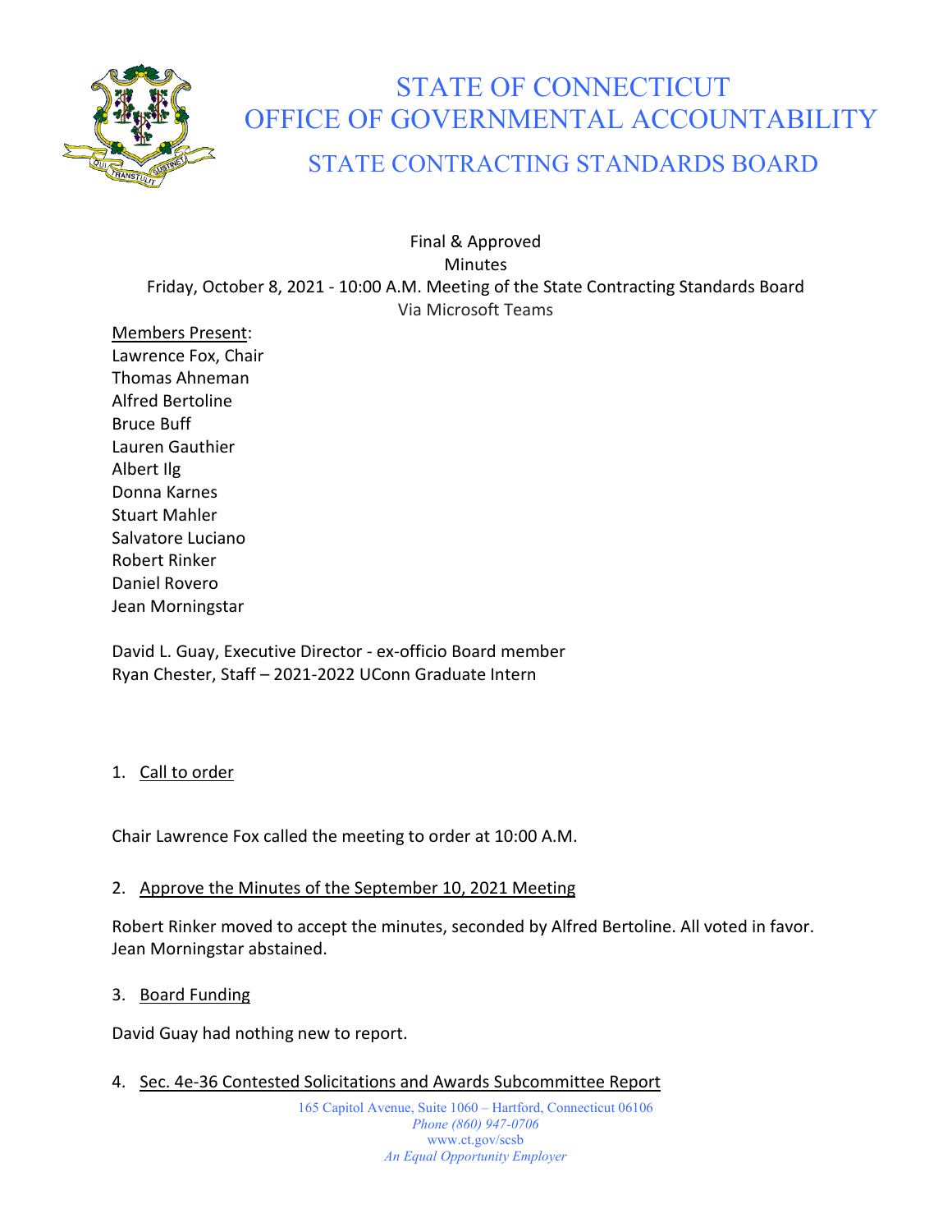# STATE OF CONNECTICUT
# OFFICE OF GOVERNMENTAL ACCOUNTABILITY
## STATE CONTRACTING STANDARDS BOARD

Final & Approved
Minutes
Friday, October 8, 2021 - 10:00 A.M. Meeting of the State Contracting Standards Board
Via Microsoft Teams

Members Present:
Lawrence Fox, Chair
Thomas Ahneman
Alfred Bertoline
Bruce Buff
Lauren Gauthier
Albert Ilg
Donna Karnes
Stuart Mahler
Salvatore Luciano
Robert Rinker
Daniel Rovero
Jean Morningstar

David L. Guay, Executive Director - ex-officio Board member
Ryan Chester, Staff – 2021-2022 UConn Graduate Intern

1. Call to order

Chair Lawrence Fox called the meeting to order at 10:00 A.M.

2. Approve the Minutes of the September 10, 2021 Meeting

Robert Rinker moved to accept the minutes, seconded by Alfred Bertoline. All voted in favor. Jean Morningstar abstained.

3. Board Funding

David Guay had nothing new to report.

4. Sec. 4e-36 Contested Solicitations and Awards Subcommittee Report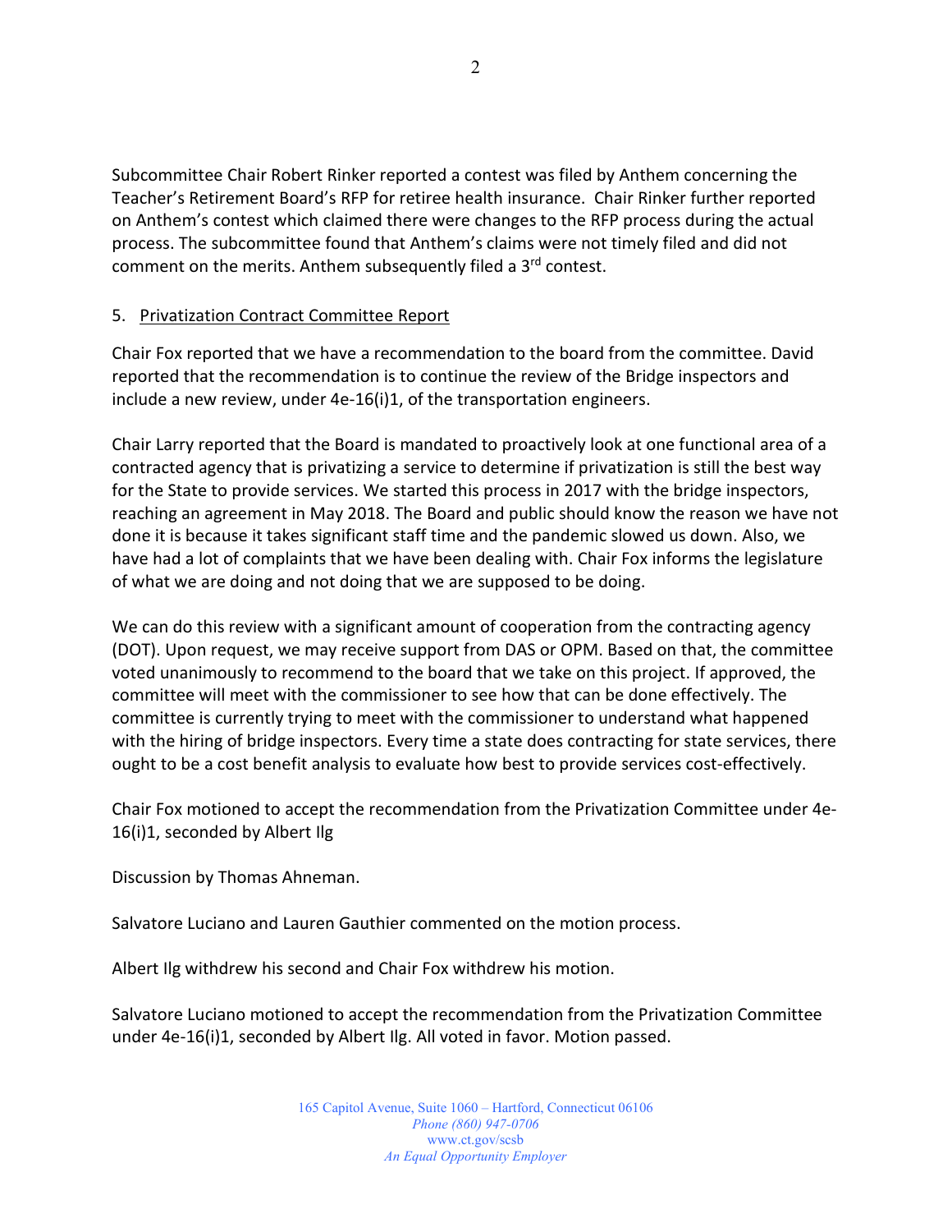Subcommittee Chair Robert Rinker reported a contest was filed by Anthem concerning the Teacher's Retirement Board's RFP for retiree health insurance. Chair Rinker further reported on Anthem's contest which claimed there were changes to the RFP process during the actual process. The subcommittee found that Anthem's claims were not timely filed and did not comment on the merits. Anthem subsequently filed a 3rd contest.

5. Privatization Contract Committee Report

Chair Fox reported that we have a recommendation to the board from the committee. David reported that the recommendation is to continue the review of the Bridge inspectors and include a new review, under 4e-16(i)1, of the transportation engineers.

Chair Larry reported that the Board is mandated to proactively look at one functional area of a contracted agency that is privatizing a service to determine if privatization is still the best way for the State to provide services. We started this process in 2017 with the bridge inspectors, reaching an agreement in May 2018. The Board and public should know the reason we have not done it is because it takes significant staff time and the pandemic slowed us down. Also, we have had a lot of complaints that we have been dealing with. Chair Fox informs the legislature of what we are doing and not doing that we are supposed to be doing.

We can do this review with a significant amount of cooperation from the contracting agency (DOT). Upon request, we may receive support from DAS or OPM. Based on that, the committee voted unanimously to recommend to the board that we take on this project. If approved, the committee will meet with the commissioner to see how that can be done effectively. The committee is currently trying to meet with the commissioner to understand what happened with the hiring of bridge inspectors. Every time a state does contracting for state services, there ought to be a cost benefit analysis to evaluate how best to provide services cost-effectively.

Chair Fox motioned to accept the recommendation from the Privatization Committee under 4e-16(i)1, seconded by Albert Ilg

Discussion by Thomas Ahneman.

Salvatore Luciano and Lauren Gauthier commented on the motion process.

Albert Ilg withdrew his second and Chair Fox withdrew his motion.

Salvatore Luciano motioned to accept the recommendation from the Privatization Committee under 4e-16(i)1, seconded by Albert Ilg. All voted in favor. Motion passed.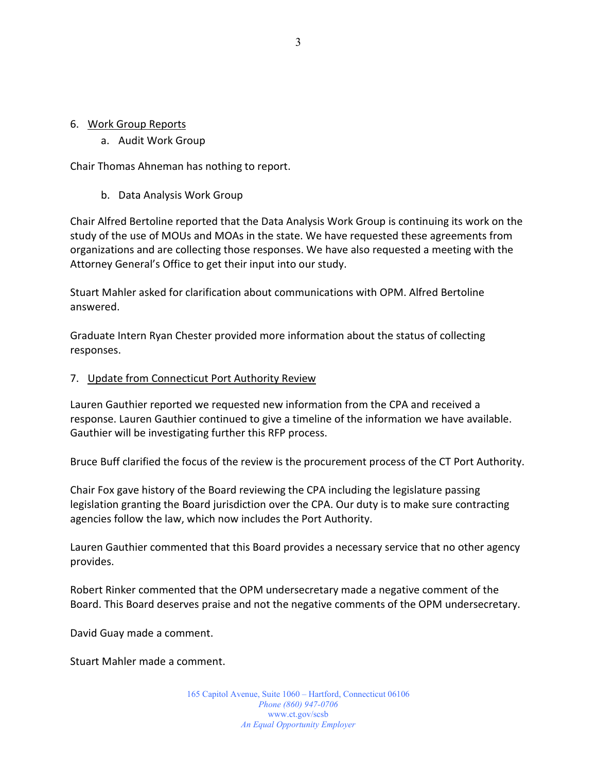6. <u>Work Group Reports</u>
    a. Audit Work Group

Chair Thomas Ahneman has nothing to report.

    b. Data Analysis Work Group

Chair Alfred Bertoline reported that the Data Analysis Work Group is continuing its work on the study of the use of MOUs and MOAs in the state. We have requested these agreements from organizations and are collecting those responses. We have also requested a meeting with the Attorney General's Office to get their input into our study.

Stuart Mahler asked for clarification about communications with OPM. Alfred Bertoline answered.

Graduate Intern Ryan Chester provided more information about the status of collecting responses.

7. <u>Update from Connecticut Port Authority Review</u>

Lauren Gauthier reported we requested new information from the CPA and received a response. Lauren Gauthier continued to give a timeline of the information we have available. Gauthier will be investigating further this RFP process.

Bruce Buff clarified the focus of the review is the procurement process of the CT Port Authority.

Chair Fox gave history of the Board reviewing the CPA including the legislature passing legislation granting the Board jurisdiction over the CPA. Our duty is to make sure contracting agencies follow the law, which now includes the Port Authority.

Lauren Gauthier commented that this Board provides a necessary service that no other agency provides.

Robert Rinker commented that the OPM undersecretary made a negative comment of the Board. This Board deserves praise and not the negative comments of the OPM undersecretary.

David Guay made a comment.

Stuart Mahler made a comment.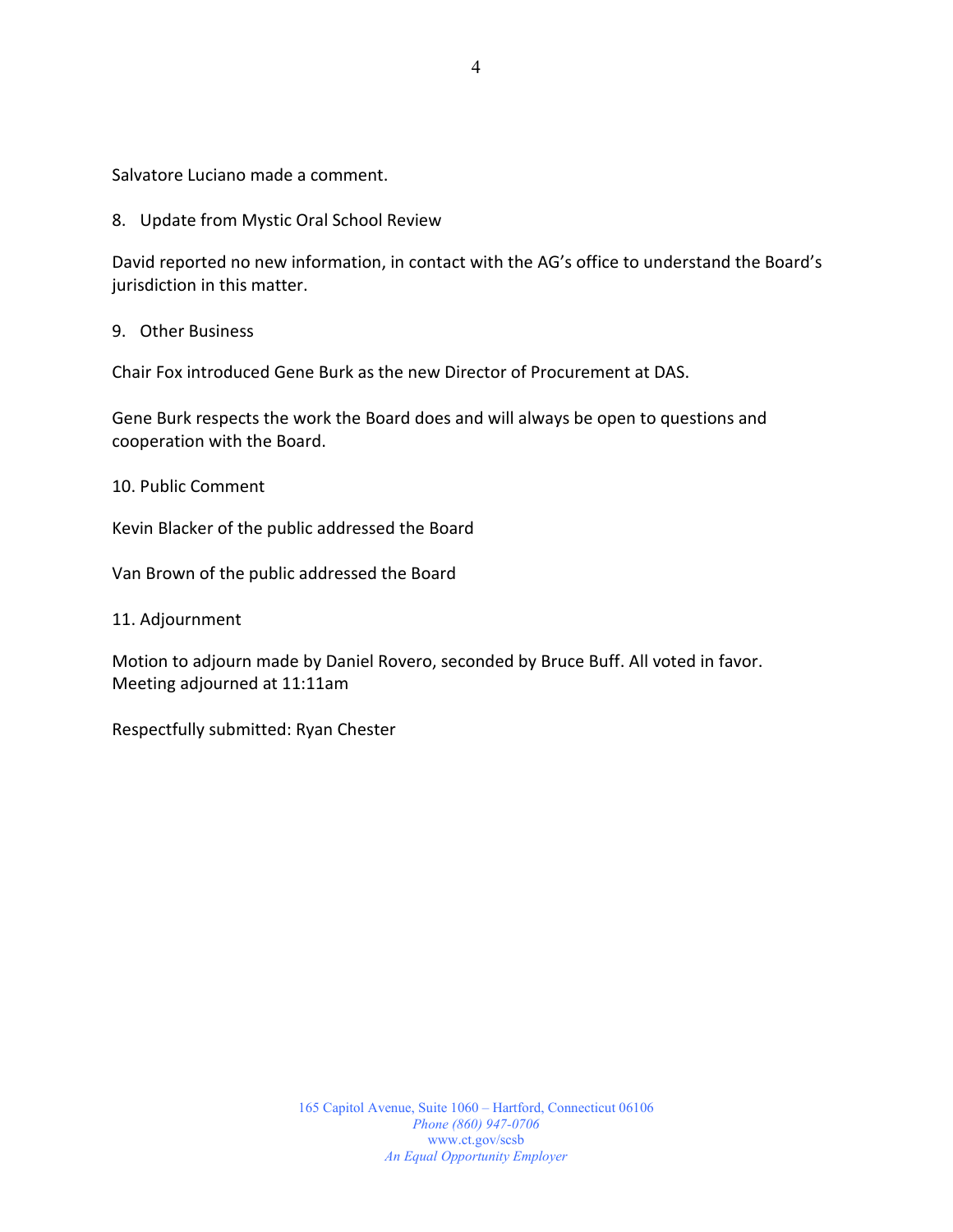Salvatore Luciano made a comment.

8. Update from Mystic Oral School Review

David reported no new information, in contact with the AG's office to understand the Board's jurisdiction in this matter.

9. Other Business

Chair Fox introduced Gene Burk as the new Director of Procurement at DAS.

Gene Burk respects the work the Board does and will always be open to questions and cooperation with the Board.

10. Public Comment

Kevin Blacker of the public addressed the Board

Van Brown of the public addressed the Board

11. Adjournment

Motion to adjourn made by Daniel Rovero, seconded by Bruce Buff. All voted in favor.
Meeting adjourned at 11:11am

Respectfully submitted: Ryan Chester

165 Capitol Avenue, Suite 1060 – Hartford, Connecticut 06106
*Phone (860) 947-0706*
www.ct.gov/scsb
*An Equal Opportunity Employer*